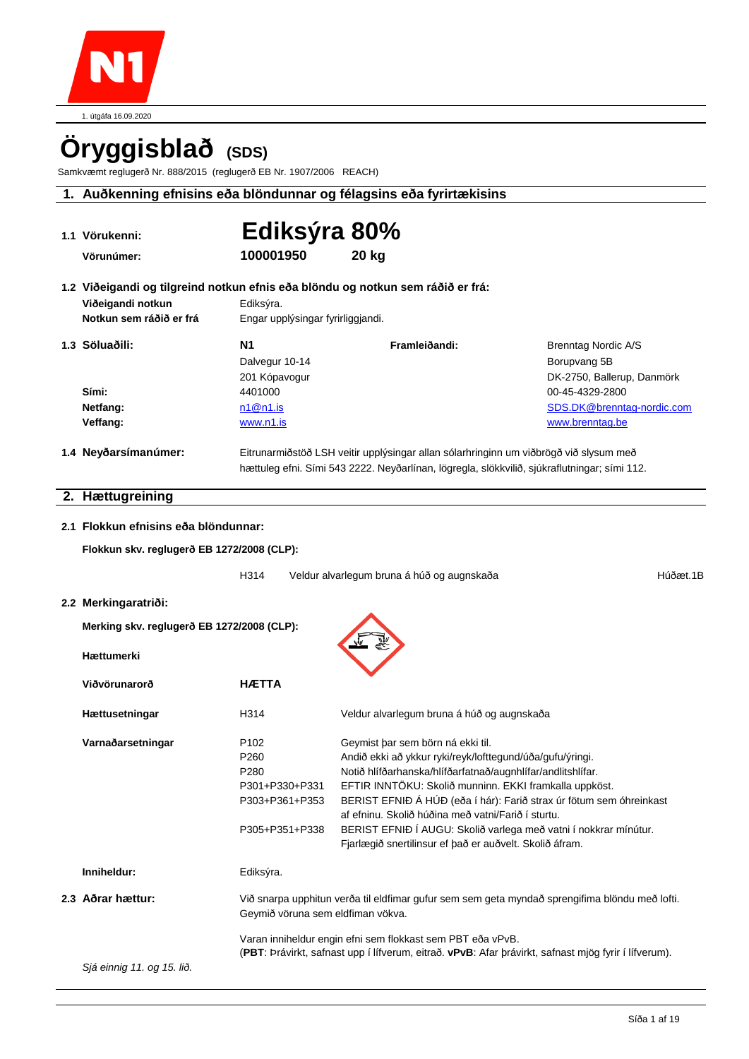1. útgáfa 16.09.2020

# Öryggisblað (SDS)

Samkvæmt reglugerð Nr. 888/2015 (reglugerð EB Nr. 1907/2006 REACH)

## 1. Auðkenning efnisins eða blöndunnar og félagsins eða fyrirtækisins

**1.1 Vörukenni:** **Ediksýra 80%**

**Vörunúmer:** **100001950** **20 kg**

**1.2 Viðeigandi og tilgreind notkun efnis eða blöndu og notkun sem ráðið er frá:**

| | |
|---|---|
| **Viðeigandi notkun** | Ediksýra. |
| **Notkun sem ráðið er frá** | Engar upplýsingar fyrirliggjandi. |

| | | | |
|---|---|---|---|
| **1.3 Söluaðili:** | **N1** | **Framleiðandi:** | Brenntag Nordic A/S |
| | Dalvegur 10-14 | | Borupvang 5B |
| | 201 Kópavogur | | DK-2750, Ballerup, Danmörk |
| **Sími:** | 4401000 | | 00-45-4329-2800 |
| **Netfang:** | n1@n1.is | | SDS.DK@brenntag-nordic.com |
| **Veffang:** | www.n1.is | | www.brenntag.be |

**1.4 Neyðarsímanúmer:** Eitrunarmiðstöð LSH veitir upplýsingar allan sólarhringinn um viðbrögð við slysum með hættuleg efni. Sími 543 2222. Neyðarlínan, lögregla, slökkvilið, sjúkraflutningar; sími 112.

## 2. Hættugreining

**2.1 Flokkun efnisins eða blöndunnar:**

**Flokkun skv. reglugerð EB 1272/2008 (CLP):**

| | | |
|---|---|---|
| H314 | Veldur alvarlegum bruna á húð og augnskaða | Húðæt.1B |

**2.2 Merkingaratriði:**

**Merking skv. reglugerð EB 1272/2008 (CLP):**

**Hættumerki**

| | | |
|---|---|---|
| **Viðvörunarorð** | **HÆTTA** | |
| **Hættusetningar** | H314 | Veldur alvarlegum bruna á húð og augnskaða |
| **Varnaðarsetningar** | P102 | Geymist þar sem börn ná ekki til. |
| | P260 | Andið ekki að ykkur ryki/reyk/lofttegund/úða/gufu/ýringi. |
| | P280 | Notið hlífðarhanska/hlífðarfatnað/augnhlífar/andlitshlífar. |
| | P301+P330+P331 | EFTIR INNTÖKU: Skolið munninn. EKKI framkalla uppköst. |
| | P303+P361+P353 | BERIST EFNIÐ Á HÚÐ (eða í hár): Farið strax úr fötum sem óhreinkast af efninu. Skolið húðina með vatni/Farið í sturtu. |
| | P305+P351+P338 | BERIST EFNIÐ Í AUGU: Skolið varlega með vatni í nokkrar mínútur. Fjarlægið snertilinsur ef það er auðvelt. Skolið áfram. |
| **Inniheldur:** | Ediksýra. | |

**2.3 Aðrar hættur:** Við snarpa upphitun verða til eldfimar gufur sem sem geta myndað sprengifima blöndu með lofti. Geymið vöruna sem eldfiman vökva.

Varan inniheldur engin efni sem flokkast sem PBT eða vPvB.
(**PBT**: Þrávirkt, safnast upp í lífverum, eitrað. **vPvB**: Afar þrávirkt, safnast mjög fyrir í lífverum).

*Sjá einnig 11. og 15. lið.*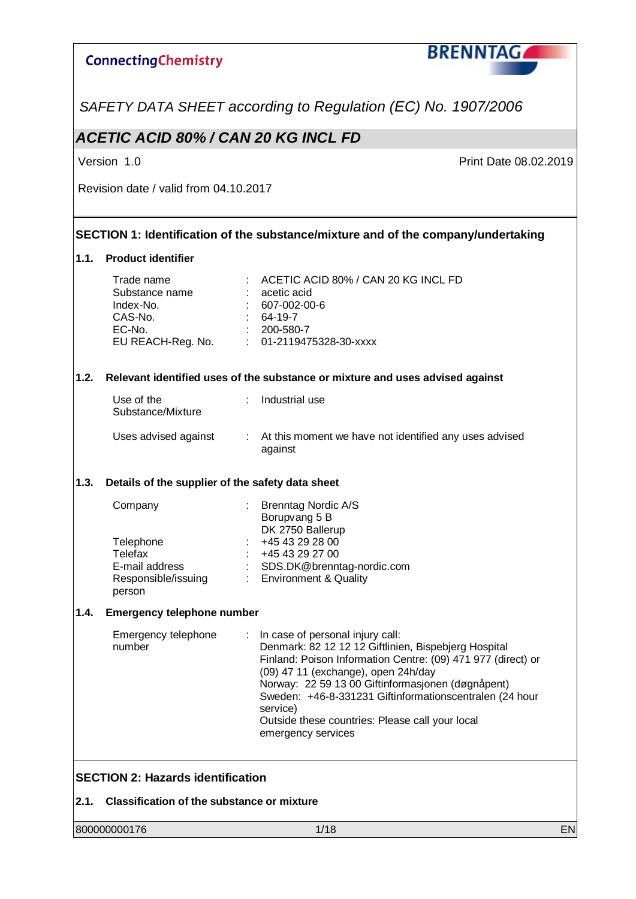**Connecting Chemistry** — **BRENNTAG**

*SAFETY DATA SHEET according to Regulation (EC) No. 1907/2006*

## *ACETIC ACID 80% / CAN 20 KG INCL FD*

Version 1.0 — Print Date 08.02.2019

Revision date / valid from 04.10.2017

## SECTION 1: Identification of the substance/mixture and of the company/undertaking

### 1.1. Product identifier

| | | |
|---|---|---|
| Trade name | : | ACETIC ACID 80% / CAN 20 KG INCL FD |
| Substance name | : | acetic acid |
| Index-No. | : | 607-002-00-6 |
| CAS-No. | : | 64-19-7 |
| EC-No. | : | 200-580-7 |
| EU REACH-Reg. No. | : | 01-2119475328-30-xxxx |

### 1.2. Relevant identified uses of the substance or mixture and uses advised against

| | | |
|---|---|---|
| Use of the Substance/Mixture | : | Industrial use |
| Uses advised against | : | At this moment we have not identified any uses advised against |

### 1.3. Details of the supplier of the safety data sheet

| | | |
|---|---|---|
| Company | : | Brenntag Nordic A/S<br>Borupvang 5 B<br>DK 2750 Ballerup |
| Telephone | : | +45 43 29 28 00 |
| Telefax | : | +45 43 29 27 00 |
| E-mail address | : | SDS.DK@brenntag-nordic.com |
| Responsible/issuing person | : | Environment & Quality |

### 1.4. Emergency telephone number

| | | |
|---|---|---|
| Emergency telephone number | : | In case of personal injury call:<br>Denmark: 82 12 12 12 Giftlinien, Bispebjerg Hospital<br>Finland: Poison Information Centre: (09) 471 977 (direct) or (09) 47 11 (exchange), open 24h/day<br>Norway: 22 59 13 00 Giftinformasjonen (døgnåpent)<br>Sweden: +46-8-331231 Giftinformationscentralen (24 hour service)<br>Outside these countries: Please call your local emergency services |

## SECTION 2: Hazards identification

### 2.1. Classification of the substance or mixture

800000000176 — EN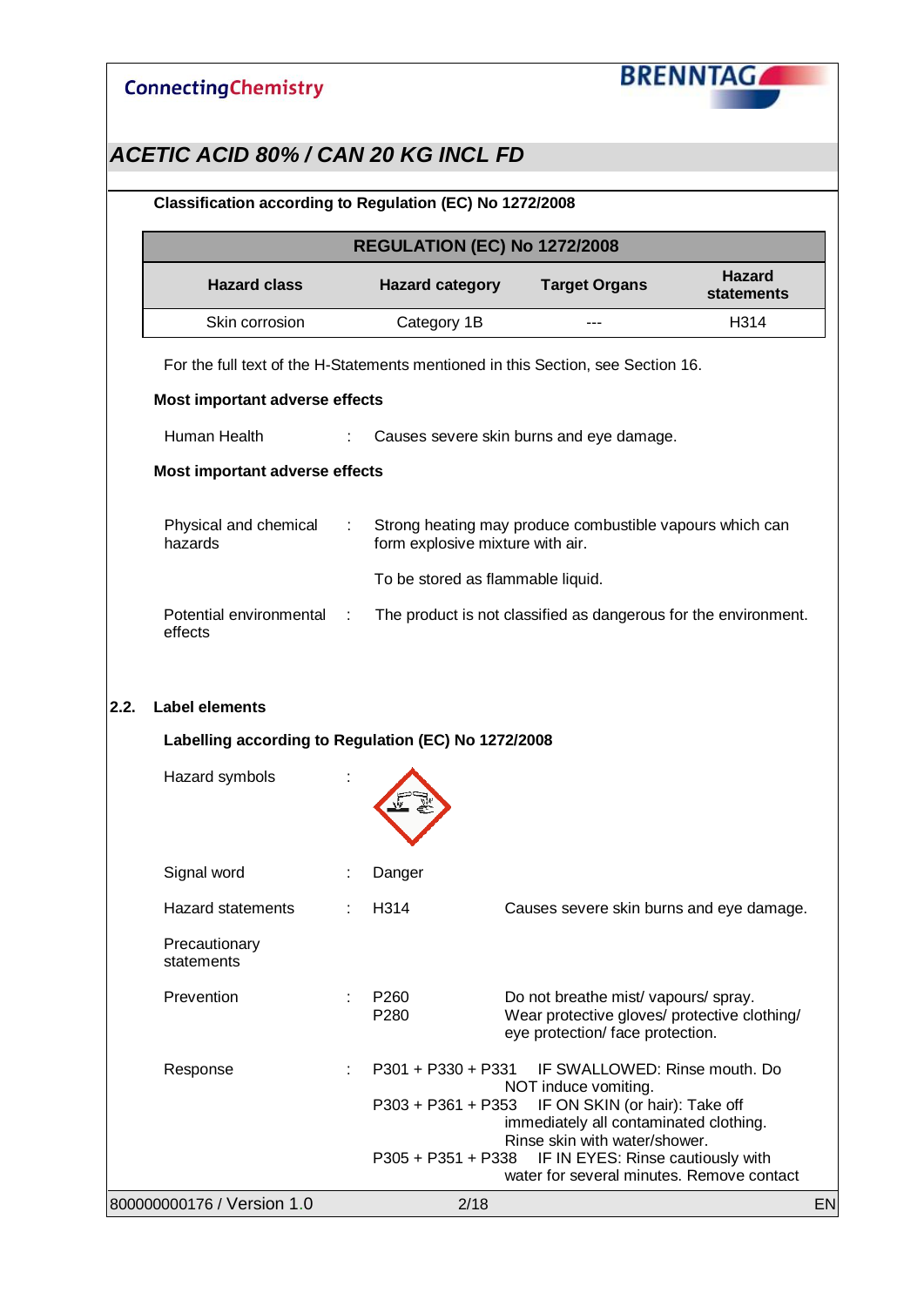## ACETIC ACID 80% / CAN 20 KG INCL FD

**Classification according to Regulation (EC) No 1272/2008**

| REGULATION (EC) No 1272/2008 | | | |
|---|---|---|---|
| **Hazard class** | **Hazard category** | **Target Organs** | **Hazard statements** |
| Skin corrosion | Category 1B | --- | H314 |

For the full text of the H-Statements mentioned in this Section, see Section 16.

**Most important adverse effects**

Human Health : Causes severe skin burns and eye damage.

**Most important adverse effects**

Physical and chemical hazards : Strong heating may produce combustible vapours which can form explosive mixture with air.

To be stored as flammable liquid.

Potential environmental effects : The product is not classified as dangerous for the environment.

### 2.2. Label elements

**Labelling according to Regulation (EC) No 1272/2008**

Hazard symbols :

Signal word : Danger

Hazard statements : H314 Causes severe skin burns and eye damage.

Precautionary statements

Prevention :
- P260 Do not breathe mist/ vapours/ spray.
- P280 Wear protective gloves/ protective clothing/ eye protection/ face protection.

Response :
- P301 + P330 + P331 IF SWALLOWED: Rinse mouth. Do NOT induce vomiting.
- P303 + P361 + P353 IF ON SKIN (or hair): Take off immediately all contaminated clothing. Rinse skin with water/shower.
- P305 + P351 + P338 IF IN EYES: Rinse cautiously with water for several minutes. Remove contact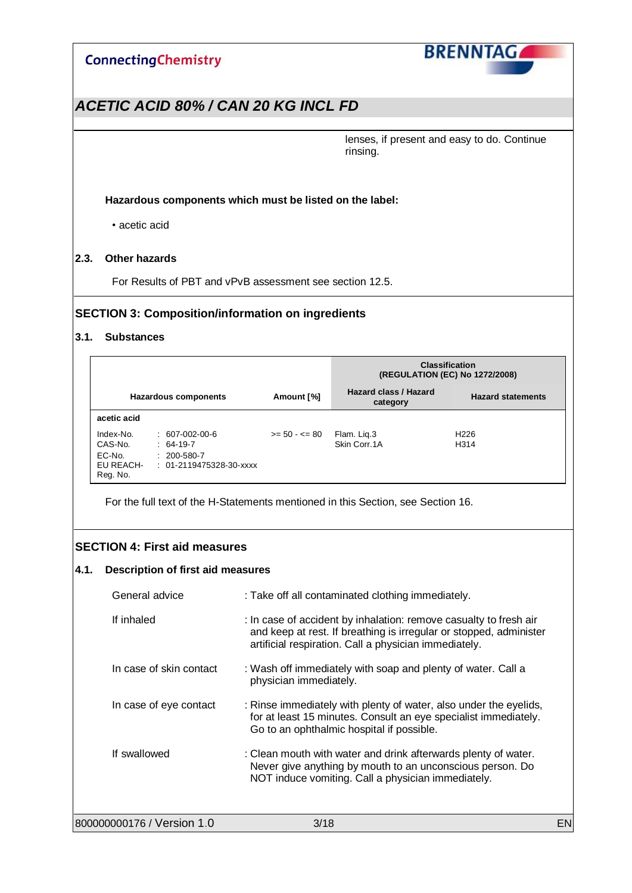lenses, if present and easy to do. Continue rinsing.

**Hazardous components which must be listed on the label:**

- acetic acid

### 2.3. Other hazards

For Results of PBT and vPvB assessment see section 12.5.

## SECTION 3: Composition/information on ingredients

### 3.1. Substances

| Hazardous components | Amount [%] | Classification (REGULATION (EC) No 1272/2008) | |
|---|---|---|---|
| | | Hazard class / Hazard category | Hazard statements |
| **acetic acid** | | | |
| Index-No. : 607-002-00-6<br>CAS-No. : 64-19-7<br>EC-No. : 200-580-7<br>EU REACH-Reg. No. : 01-2119475328-30-xxxx | >= 50 - <= 80 | Flam. Liq.3<br>Skin Corr.1A | H226<br>H314 |

For the full text of the H-Statements mentioned in this Section, see Section 16.

## SECTION 4: First aid measures

### 4.1. Description of first aid measures

General advice : Take off all contaminated clothing immediately.

If inhaled : In case of accident by inhalation: remove casualty to fresh air and keep at rest. If breathing is irregular or stopped, administer artificial respiration. Call a physician immediately.

In case of skin contact : Wash off immediately with soap and plenty of water. Call a physician immediately.

In case of eye contact : Rinse immediately with plenty of water, also under the eyelids, for at least 15 minutes. Consult an eye specialist immediately. Go to an ophthalmic hospital if possible.

If swallowed : Clean mouth with water and drink afterwards plenty of water. Never give anything by mouth to an unconscious person. Do NOT induce vomiting. Call a physician immediately.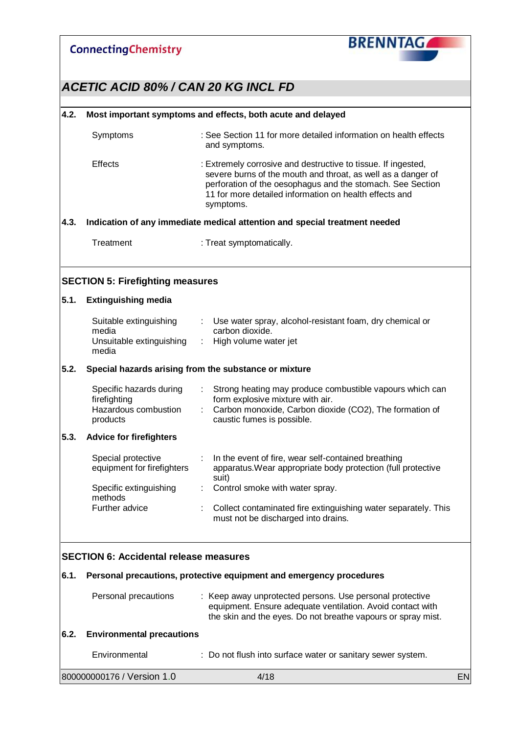## 4.2. Most important symptoms and effects, both acute and delayed

| | |
|---|---|
| Symptoms | : See Section 11 for more detailed information on health effects and symptoms. |
| Effects | : Extremely corrosive and destructive to tissue. If ingested, severe burns of the mouth and throat, as well as a danger of perforation of the oesophagus and the stomach. See Section 11 for more detailed information on health effects and symptoms. |

## 4.3. Indication of any immediate medical attention and special treatment needed

| | |
|---|---|
| Treatment | : Treat symptomatically. |

# SECTION 5: Firefighting measures

## 5.1. Extinguishing media

| | |
|---|---|
| Suitable extinguishing media | : Use water spray, alcohol-resistant foam, dry chemical or carbon dioxide. |
| Unsuitable extinguishing media | : High volume water jet |

## 5.2. Special hazards arising from the substance or mixture

| | |
|---|---|
| Specific hazards during firefighting | : Strong heating may produce combustible vapours which can form explosive mixture with air. |
| Hazardous combustion products | : Carbon monoxide, Carbon dioxide ($CO_2$), The formation of caustic fumes is possible. |

## 5.3. Advice for firefighters

| | |
|---|---|
| Special protective equipment for firefighters | : In the event of fire, wear self-contained breathing apparatus.Wear appropriate body protection (full protective suit) |
| Specific extinguishing methods | : Control smoke with water spray. |
| Further advice | : Collect contaminated fire extinguishing water separately. This must not be discharged into drains. |

# SECTION 6: Accidental release measures

## 6.1. Personal precautions, protective equipment and emergency procedures

| | |
|---|---|
| Personal precautions | : Keep away unprotected persons. Use personal protective equipment. Ensure adequate ventilation. Avoid contact with the skin and the eyes. Do not breathe vapours or spray mist. |

## 6.2. Environmental precautions

| | |
|---|---|
| Environmental | : Do not flush into surface water or sanitary sewer system. |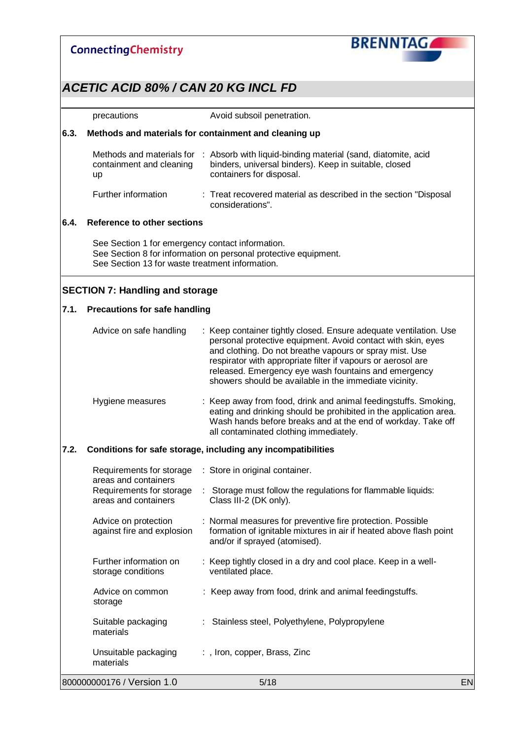| | |
|---|---|
| precautions | Avoid subsoil penetration. |

### 6.3. Methods and materials for containment and cleaning up

| | |
|---|---|
| Methods and materials for containment and cleaning up | : Absorb with liquid-binding material (sand, diatomite, acid binders, universal binders). Keep in suitable, closed containers for disposal. |
| Further information | : Treat recovered material as described in the section "Disposal considerations". |

### 6.4. Reference to other sections

See Section 1 for emergency contact information.
See Section 8 for information on personal protective equipment.
See Section 13 for waste treatment information.

## SECTION 7: Handling and storage

### 7.1. Precautions for safe handling

| | |
|---|---|
| Advice on safe handling | : Keep container tightly closed. Ensure adequate ventilation. Use personal protective equipment. Avoid contact with skin, eyes and clothing. Do not breathe vapours or spray mist. Use respirator with appropriate filter if vapours or aerosol are released. Emergency eye wash fountains and emergency showers should be available in the immediate vicinity. |
| Hygiene measures | : Keep away from food, drink and animal feedingstuffs. Smoking, eating and drinking should be prohibited in the application area. Wash hands before breaks and at the end of workday. Take off all contaminated clothing immediately. |

### 7.2. Conditions for safe storage, including any incompatibilities

| | |
|---|---|
| Requirements for storage areas and containers | : Store in original container. |
| Requirements for storage areas and containers | : Storage must follow the regulations for flammable liquids: Class III-2 (DK only). |
| Advice on protection against fire and explosion | : Normal measures for preventive fire protection. Possible formation of ignitable mixtures in air if heated above flash point and/or if sprayed (atomised). |
| Further information on storage conditions | : Keep tightly closed in a dry and cool place. Keep in a well-ventilated place. |
| Advice on common storage | : Keep away from food, drink and animal feedingstuffs. |
| Suitable packaging materials | : Stainless steel, Polyethylene, Polypropylene |
| Unsuitable packaging materials | : , Iron, copper, Brass, Zinc |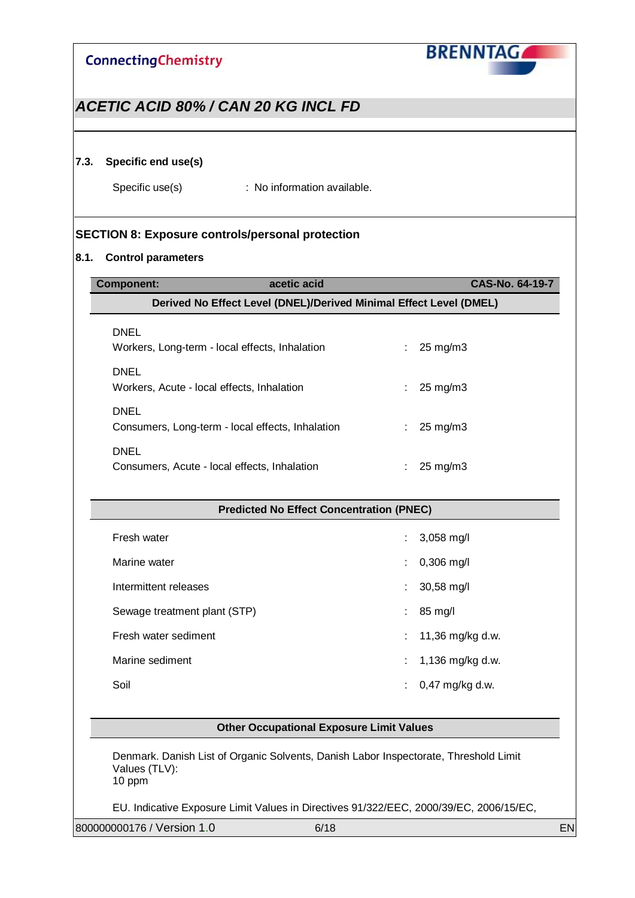### 7.3. Specific end use(s)

Specific use(s) : No information available.

## SECTION 8: Exposure controls/personal protection

### 8.1. Control parameters

| Component: | acetic acid | CAS-No. 64-19-7 |
|---|---|---|
| **Derived No Effect Level (DNEL)/Derived Minimal Effect Level (DMEL)** | | |
| DNEL<br>Workers, Long-term - local effects, Inhalation | : | 25 mg/m3 |
| DNEL<br>Workers, Acute - local effects, Inhalation | : | 25 mg/m3 |
| DNEL<br>Consumers, Long-term - local effects, Inhalation | : | 25 mg/m3 |
| DNEL<br>Consumers, Acute - local effects, Inhalation | : | 25 mg/m3 |
| **Predicted No Effect Concentration (PNEC)** | | |
| Fresh water | : | 3,058 mg/l |
| Marine water | : | 0,306 mg/l |
| Intermittent releases | : | 30,58 mg/l |
| Sewage treatment plant (STP) | : | 85 mg/l |
| Fresh water sediment | : | 11,36 mg/kg d.w. |
| Marine sediment | : | 1,136 mg/kg d.w. |
| Soil | : | 0,47 mg/kg d.w. |

**Other Occupational Exposure Limit Values**

Denmark. Danish List of Organic Solvents, Danish Labor Inspectorate, Threshold Limit Values (TLV):
10 ppm

EU. Indicative Exposure Limit Values in Directives 91/322/EEC, 2000/39/EC, 2006/15/EC,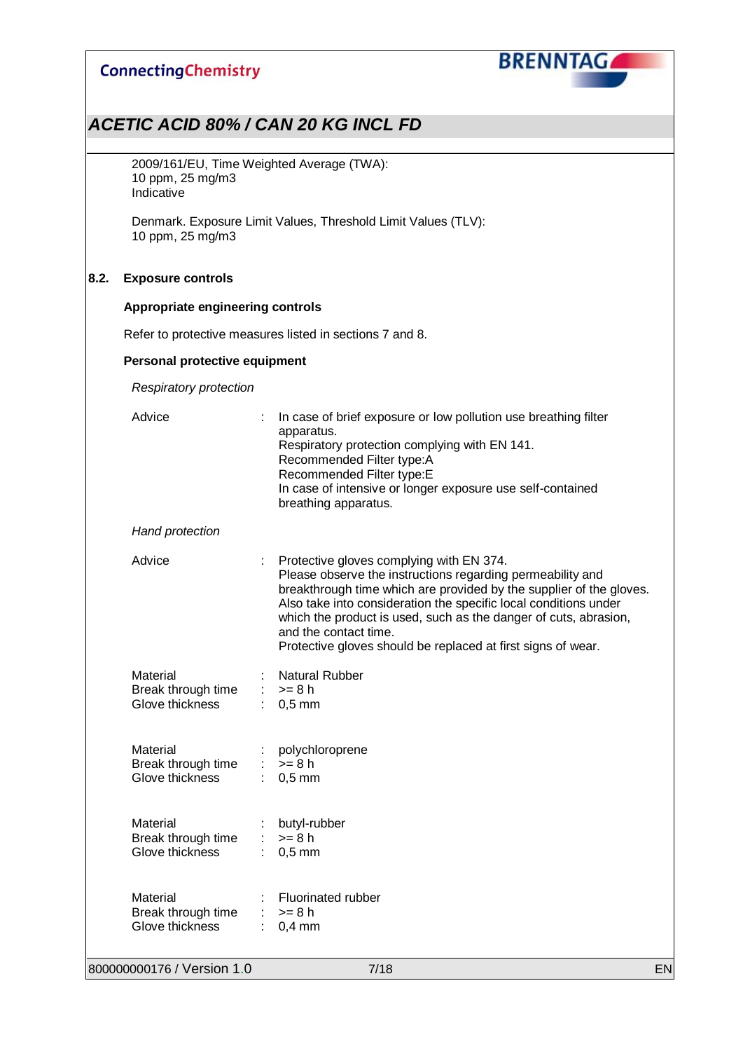2009/161/EU, Time Weighted Average (TWA):
10 ppm, 25 mg/m3
Indicative

Denmark. Exposure Limit Values, Threshold Limit Values (TLV):
10 ppm, 25 mg/m3

## 8.2. Exposure controls

### Appropriate engineering controls

Refer to protective measures listed in sections 7 and 8.

### Personal protective equipment

*Respiratory protection*

Advice : In case of brief exposure or low pollution use breathing filter apparatus.
Respiratory protection complying with EN 141.
Recommended Filter type:A
Recommended Filter type:E
In case of intensive or longer exposure use self-contained breathing apparatus.

*Hand protection*

Advice : Protective gloves complying with EN 374.
Please observe the instructions regarding permeability and breakthrough time which are provided by the supplier of the gloves. Also take into consideration the specific local conditions under which the product is used, such as the danger of cuts, abrasion, and the contact time.
Protective gloves should be replaced at first signs of wear.

Material : Natural Rubber
Break through time : >= 8 h
Glove thickness : 0,5 mm

Material : polychloroprene
Break through time : >= 8 h
Glove thickness : 0,5 mm

Material : butyl-rubber
Break through time : >= 8 h
Glove thickness : 0,5 mm

Material : Fluorinated rubber
Break through time : >= 8 h
Glove thickness : 0,4 mm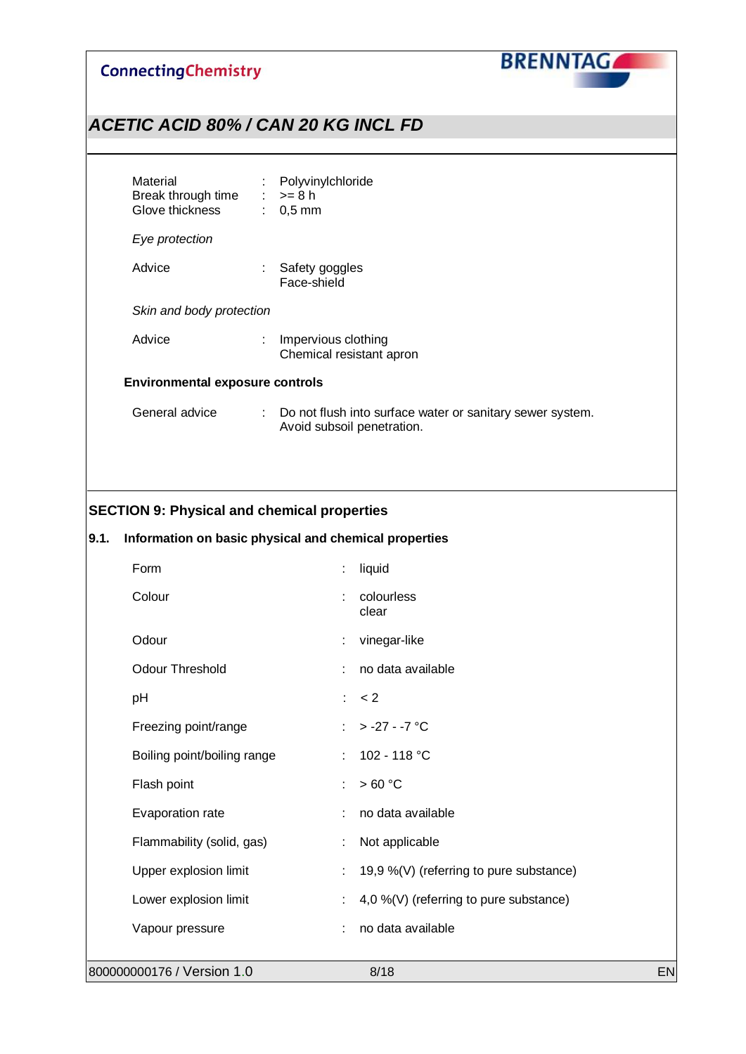| | | |
|---|---|---|
| Material | : | Polyvinylchloride |
| Break through time | : | >= 8 h |
| Glove thickness | : | 0,5 mm |

*Eye protection*

| | | |
|---|---|---|
| Advice | : | Safety goggles<br>Face-shield |

*Skin and body protection*

| | | |
|---|---|---|
| Advice | : | Impervious clothing<br>Chemical resistant apron |

**Environmental exposure controls**

| | | |
|---|---|---|
| General advice | : | Do not flush into surface water or sanitary sewer system.<br>Avoid subsoil penetration. |

## SECTION 9: Physical and chemical properties

### 9.1. Information on basic physical and chemical properties

| | | |
|---|---|---|
| Form | : | liquid |
| Colour | : | colourless<br>clear |
| Odour | : | vinegar-like |
| Odour Threshold | : | no data available |
| pH | : | < 2 |
| Freezing point/range | : | > -27 - -7 °C |
| Boiling point/boiling range | : | 102 - 118 °C |
| Flash point | : | > 60 °C |
| Evaporation rate | : | no data available |
| Flammability (solid, gas) | : | Not applicable |
| Upper explosion limit | : | 19,9 %(V) (referring to pure substance) |
| Lower explosion limit | : | 4,0 %(V) (referring to pure substance) |
| Vapour pressure | : | no data available |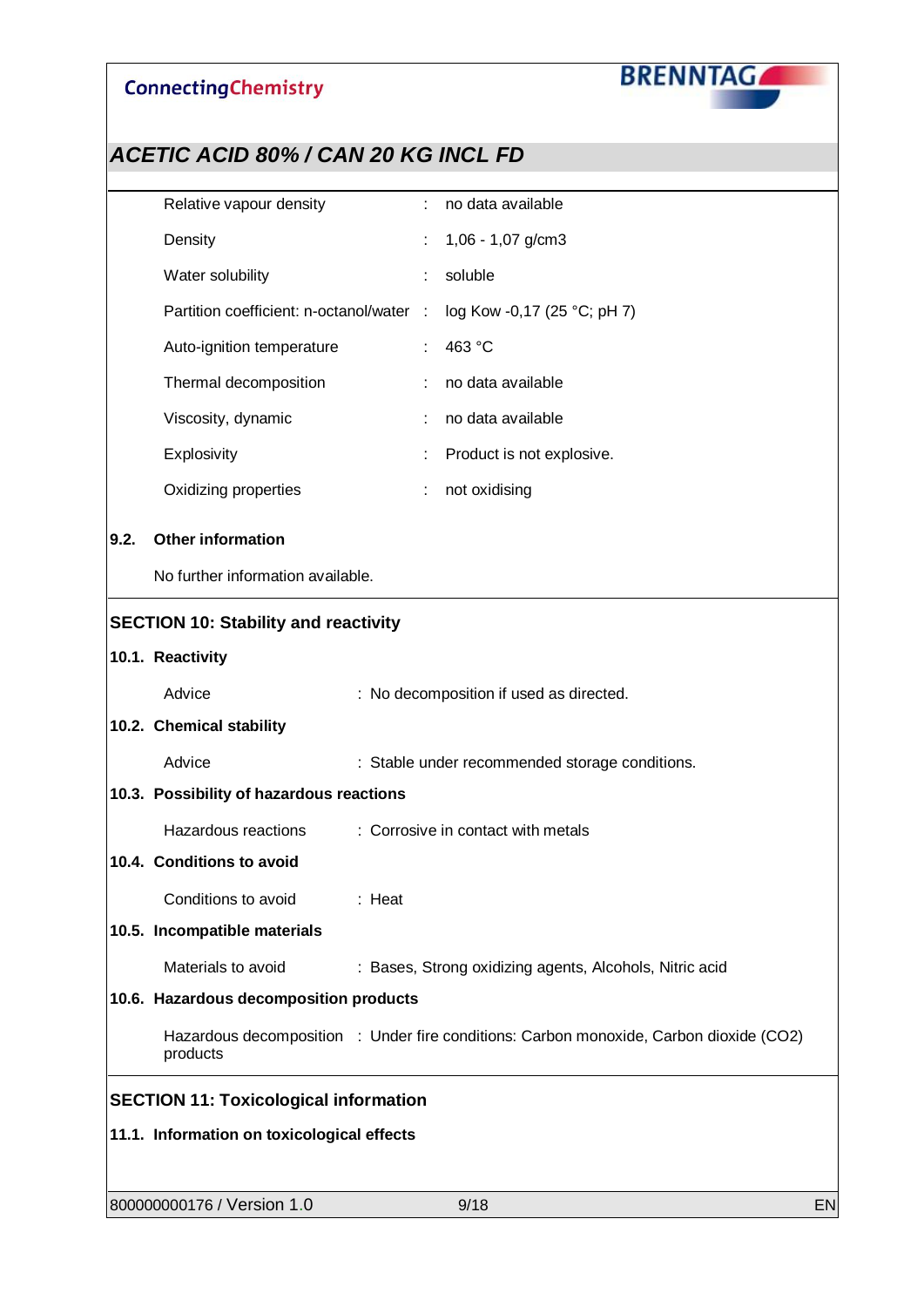| | | |
|---|---|---|
| Relative vapour density | : | no data available |
| Density | : | 1,06 - 1,07 g/cm3 |
| Water solubility | : | soluble |
| Partition coefficient: n-octanol/water | : | log Kow -0,17 (25 °C; pH 7) |
| Auto-ignition temperature | : | 463 °C |
| Thermal decomposition | : | no data available |
| Viscosity, dynamic | : | no data available |
| Explosivity | : | Product is not explosive. |
| Oxidizing properties | : | not oxidising |

### 9.2. Other information

No further information available.

## SECTION 10: Stability and reactivity

### 10.1. Reactivity

Advice : No decomposition if used as directed.

### 10.2. Chemical stability

Advice : Stable under recommended storage conditions.

### 10.3. Possibility of hazardous reactions

Hazardous reactions : Corrosive in contact with metals

### 10.4. Conditions to avoid

Conditions to avoid : Heat

### 10.5. Incompatible materials

Materials to avoid : Bases, Strong oxidizing agents, Alcohols, Nitric acid

### 10.6. Hazardous decomposition products

Hazardous decomposition products : Under fire conditions: Carbon monoxide, Carbon dioxide ($CO_2$)

## SECTION 11: Toxicological information

### 11.1. Information on toxicological effects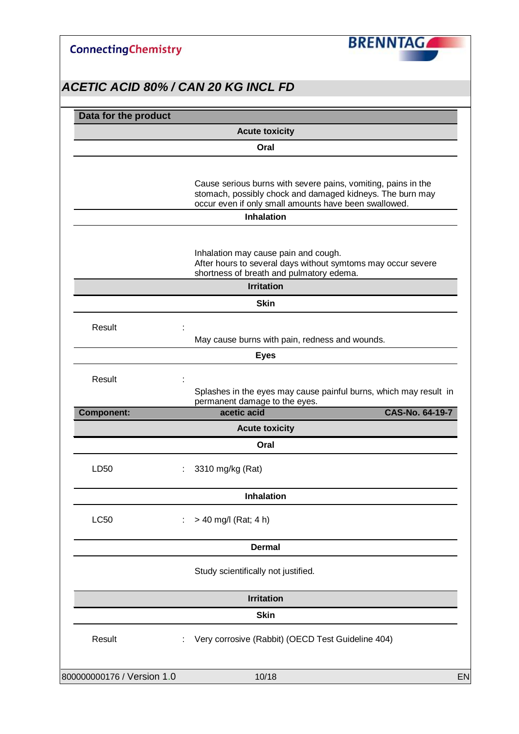## ACETIC ACID 80% / CAN 20 KG INCL FD

### Data for the product

#### Acute toxicity

**Oral**

Cause serious burns with severe pains, vomiting, pains in the stomach, possibly chock and damaged kidneys. The burn may occur even if only small amounts have been swallowed.

**Inhalation**

Inhalation may cause pain and cough.
After hours to several days without symtoms may occur severe shortness of breath and pulmatory edema.

#### Irritation

**Skin**

Result :

May cause burns with pain, redness and wounds.

**Eyes**

Result :

Splashes in the eyes may cause painful burns, which may result in permanent damage to the eyes.

### Component: acetic acid — CAS-No. 64-19-7

#### Acute toxicity

**Oral**

LD50 : 3310 mg/kg (Rat)

**Inhalation**

LC50 : > 40 mg/l (Rat; 4 h)

**Dermal**

Study scientifically not justified.

#### Irritation

**Skin**

Result : Very corrosive (Rabbit) (OECD Test Guideline 404)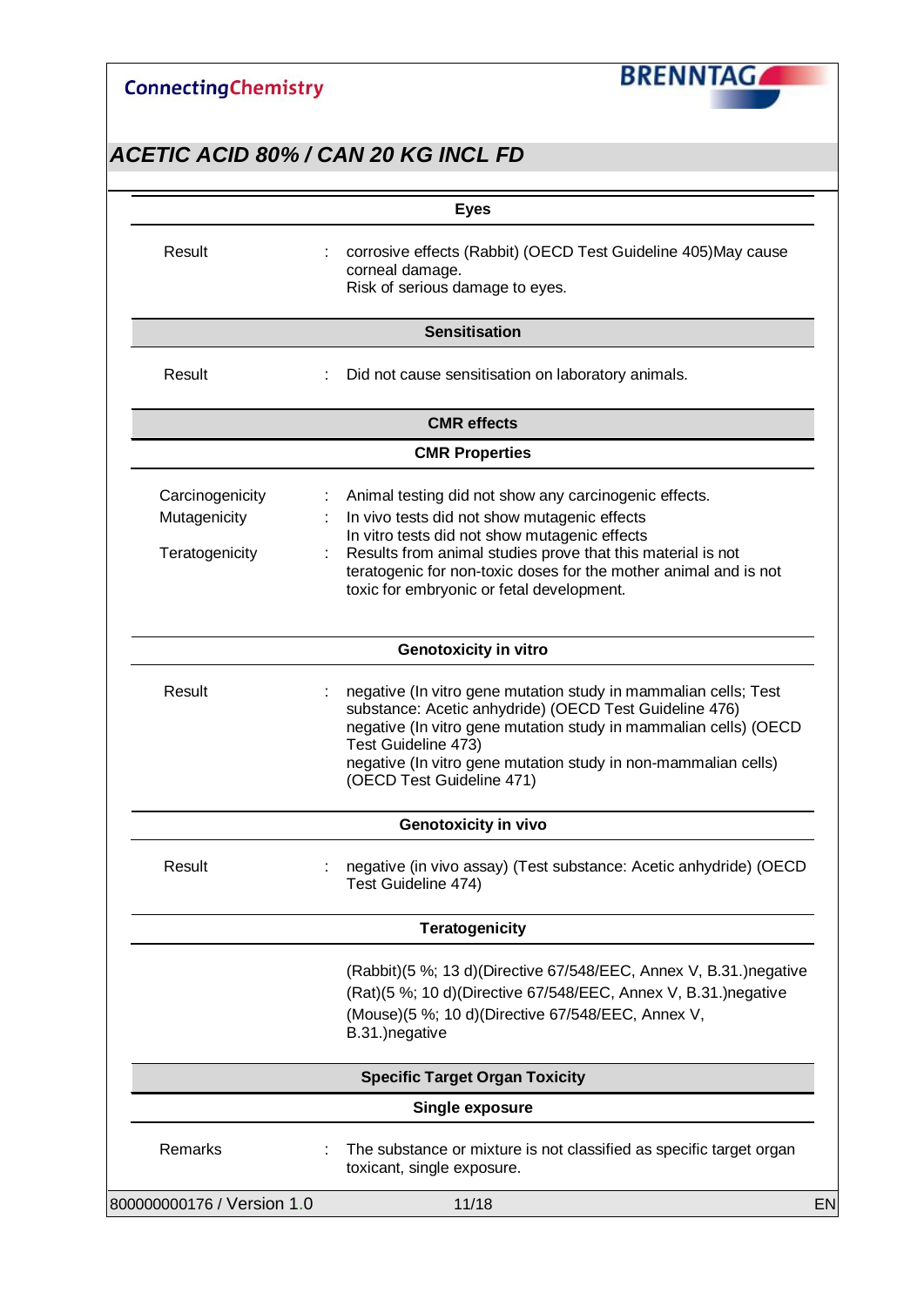**Eyes**

| | | |
|---|---|---|
| Result | : | corrosive effects (Rabbit) (OECD Test Guideline 405)May cause corneal damage.<br>Risk of serious damage to eyes. |

**Sensitisation**

| | | |
|---|---|---|
| Result | : | Did not cause sensitisation on laboratory animals. |

**CMR effects**

**CMR Properties**

| | | |
|---|---|---|
| Carcinogenicity | : | Animal testing did not show any carcinogenic effects. |
| Mutagenicity | : | In vivo tests did not show mutagenic effects<br>In vitro tests did not show mutagenic effects |
| Teratogenicity | : | Results from animal studies prove that this material is not teratogenic for non-toxic doses for the mother animal and is not toxic for embryonic or fetal development. |

**Genotoxicity in vitro**

| | | |
|---|---|---|
| Result | : | negative (In vitro gene mutation study in mammalian cells; Test substance: Acetic anhydride) (OECD Test Guideline 476)<br>negative (In vitro gene mutation study in mammalian cells) (OECD Test Guideline 473)<br>negative (In vitro gene mutation study in non-mammalian cells) (OECD Test Guideline 471) |

**Genotoxicity in vivo**

| | | |
|---|---|---|
| Result | : | negative (in vivo assay) (Test substance: Acetic anhydride) (OECD Test Guideline 474) |

**Teratogenicity**

(Rabbit)(5 %; 13 d)(Directive 67/548/EEC, Annex V, B.31.)negative
(Rat)(5 %; 10 d)(Directive 67/548/EEC, Annex V, B.31.)negative
(Mouse)(5 %; 10 d)(Directive 67/548/EEC, Annex V, B.31.)negative

**Specific Target Organ Toxicity**

**Single exposure**

| | | |
|---|---|---|
| Remarks | : | The substance or mixture is not classified as specific target organ toxicant, single exposure. |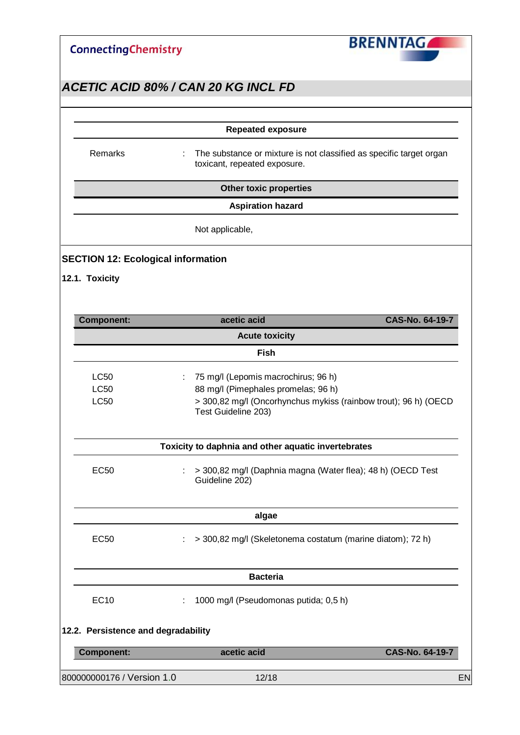| Repeated exposure | | |
|---|---|---|
| Remarks | : | The substance or mixture is not classified as specific target organ toxicant, repeated exposure. |

| Other toxic properties | |
|---|---|
| **Aspiration hazard** | |
| | Not applicable, |

## SECTION 12: Ecological information

### 12.1. Toxicity

| Component: | acetic acid | CAS-No. 64-19-7 |
|---|---|---|
| **Acute toxicity** | | |
| **Fish** | | |
| LC50 | : | 75 mg/l (Lepomis macrochirus; 96 h) |
| LC50 | | 88 mg/l (Pimephales promelas; 96 h) |
| LC50 | | > 300,82 mg/l (Oncorhynchus mykiss (rainbow trout); 96 h) (OECD Test Guideline 203) |
| **Toxicity to daphnia and other aquatic invertebrates** | | |
| EC50 | : | > 300,82 mg/l (Daphnia magna (Water flea); 48 h) (OECD Test Guideline 202) |
| **algae** | | |
| EC50 | : | > 300,82 mg/l (Skeletonema costatum (marine diatom); 72 h) |
| **Bacteria** | | |
| EC10 | : | 1000 mg/l (Pseudomonas putida; 0,5 h) |

### 12.2. Persistence and degradability

| Component: | acetic acid | CAS-No. 64-19-7 |
|---|---|---|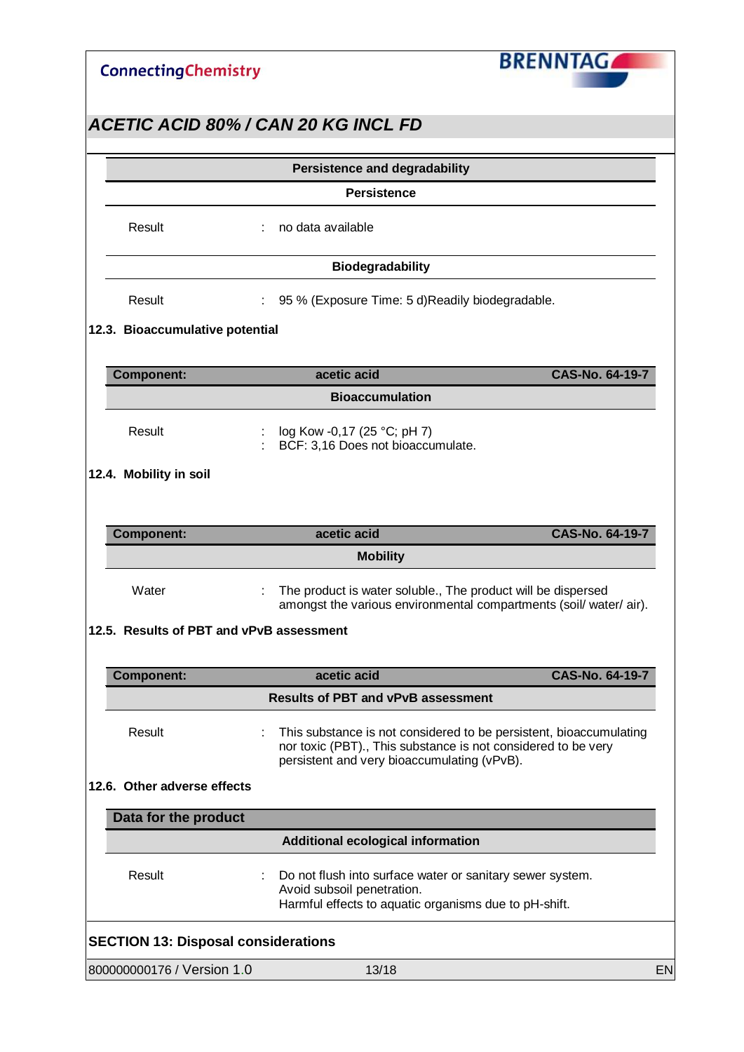| Persistence and degradability | |
|---|---|
| **Persistence** | |
| Result | : no data available |
| **Biodegradability** | |
| Result | : 95 % (Exposure Time: 5 d)Readily biodegradable. |

### 12.3. Bioaccumulative potential

| Component: | acetic acid | CAS-No. 64-19-7 |
|---|---|---|
| **Bioaccumulation** | | |
| Result | : log Kow -0,17 (25 °C; pH 7)<br>: BCF: 3,16 Does not bioaccumulate. | |

### 12.4. Mobility in soil

| Component: | acetic acid | CAS-No. 64-19-7 |
|---|---|---|
| **Mobility** | | |
| Water | : The product is water soluble., The product will be dispersed amongst the various environmental compartments (soil/ water/ air). | |

### 12.5. Results of PBT and vPvB assessment

| Component: | acetic acid | CAS-No. 64-19-7 |
|---|---|---|
| **Results of PBT and vPvB assessment** | | |
| Result | : This substance is not considered to be persistent, bioaccumulating nor toxic (PBT)., This substance is not considered to be very persistent and very bioaccumulating (vPvB). | |

### 12.6. Other adverse effects

| Data for the product | |
|---|---|
| **Additional ecological information** | |
| Result | : Do not flush into surface water or sanitary sewer system.<br>Avoid subsoil penetration.<br>Harmful effects to aquatic organisms due to pH-shift. |

## SECTION 13: Disposal considerations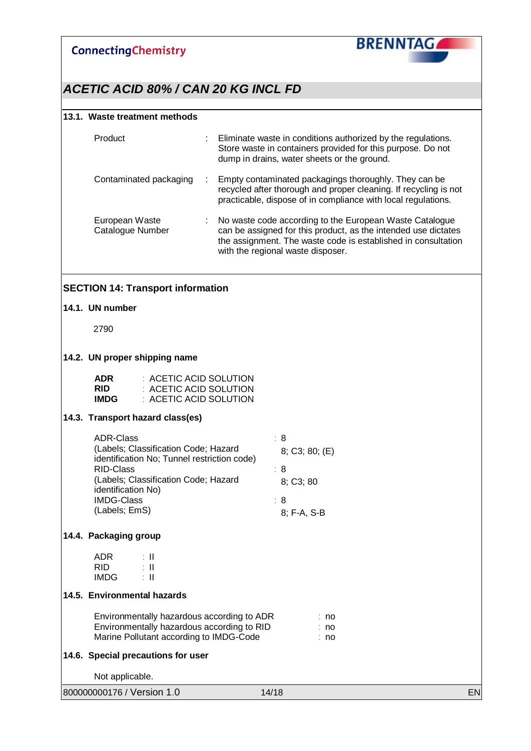### 13.1. Waste treatment methods

| | | |
|---|---|---|
| Product | : | Eliminate waste in conditions authorized by the regulations. Store waste in containers provided for this purpose. Do not dump in drains, water sheets or the ground. |
| Contaminated packaging | : | Empty contaminated packagings thoroughly. They can be recycled after thorough and proper cleaning. If recycling is not practicable, dispose of in compliance with local regulations. |
| European Waste Catalogue Number | : | No waste code according to the European Waste Catalogue can be assigned for this product, as the intended use dictates the assignment. The waste code is established in consultation with the regional waste disposer. |

## SECTION 14: Transport information

### 14.1. UN number

2790

### 14.2. UN proper shipping name

**ADR** : ACETIC ACID SOLUTION
**RID** : ACETIC ACID SOLUTION
**IMDG** : ACETIC ACID SOLUTION

### 14.3. Transport hazard class(es)

| | |
|---|---|
| ADR-Class | : 8 |
| (Labels; Classification Code; Hazard identification No; Tunnel restriction code) | 8; C3; 80; (E) |
| RID-Class | : 8 |
| (Labels; Classification Code; Hazard identification No) | 8; C3; 80 |
| IMDG-Class | : 8 |
| (Labels; EmS) | 8; F-A, S-B |

### 14.4. Packaging group

ADR : II
RID : II
IMDG : II

### 14.5. Environmental hazards

| | |
|---|---|
| Environmentally hazardous according to ADR | : no |
| Environmentally hazardous according to RID | : no |
| Marine Pollutant according to IMDG-Code | : no |

### 14.6. Special precautions for user

Not applicable.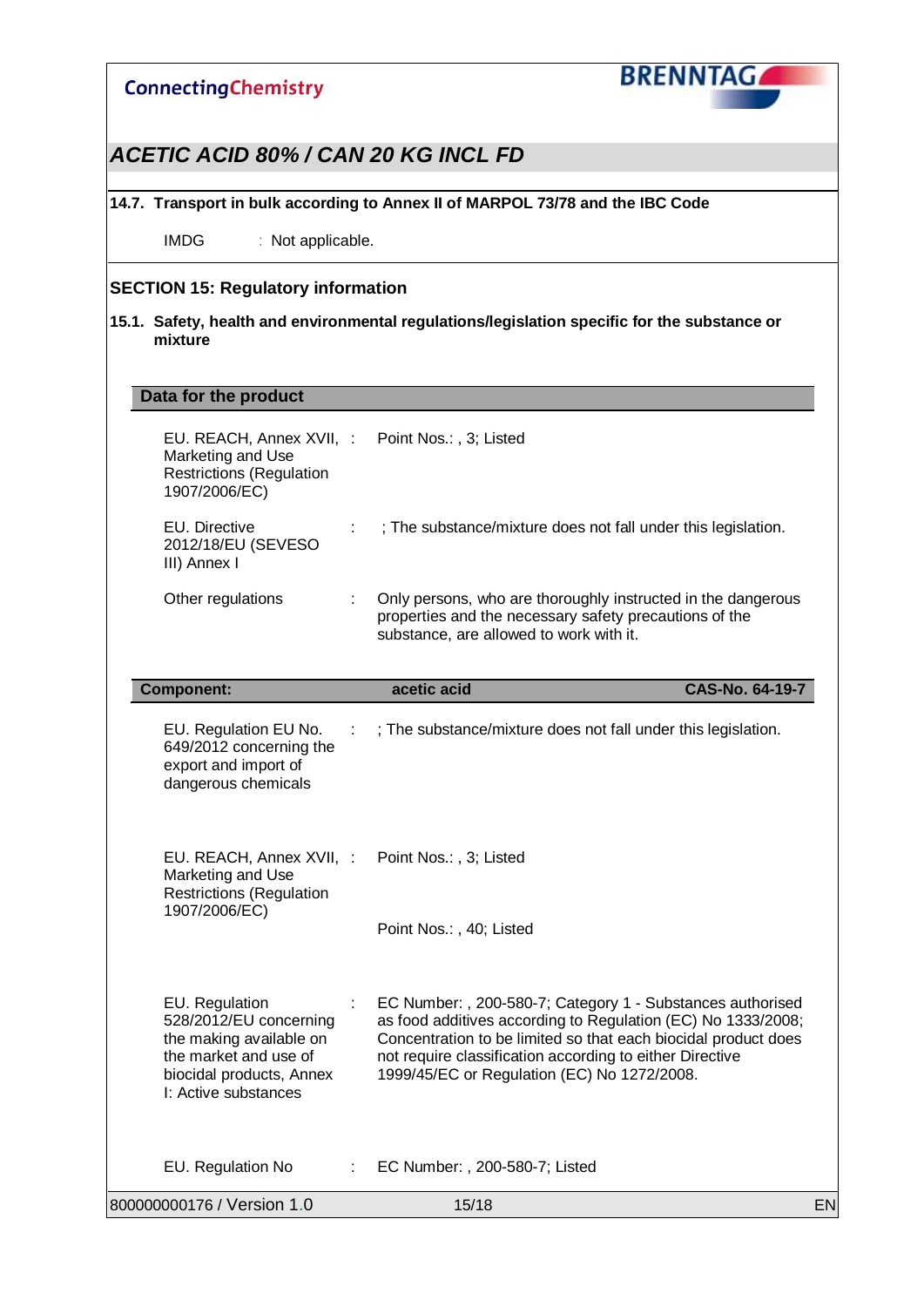#### 14.7. Transport in bulk according to Annex II of MARPOL 73/78 and the IBC Code

IMDG : Not applicable.

## SECTION 15: Regulatory information

### 15.1. Safety, health and environmental regulations/legislation specific for the substance or mixture

**Data for the product**

| | |
|---|---|
| EU. REACH, Annex XVII, Marketing and Use Restrictions (Regulation 1907/2006/EC) | Point Nos.: , 3; Listed |
| EU. Directive 2012/18/EU (SEVESO III) Annex I | ; The substance/mixture does not fall under this legislation. |
| Other regulations | Only persons, who are thoroughly instructed in the dangerous properties and the necessary safety precautions of the substance, are allowed to work with it. |

**Component:** **acetic acid** **CAS-No. 64-19-7**

| | |
|---|---|
| EU. Regulation EU No. 649/2012 concerning the export and import of dangerous chemicals | ; The substance/mixture does not fall under this legislation. |
| EU. REACH, Annex XVII, Marketing and Use Restrictions (Regulation 1907/2006/EC) | Point Nos.: , 3; Listed<br><br>Point Nos.: , 40; Listed |
| EU. Regulation 528/2012/EU concerning the making available on the market and use of biocidal products, Annex I: Active substances | EC Number: , 200-580-7; Category 1 - Substances authorised as food additives according to Regulation (EC) No 1333/2008; Concentration to be limited so that each biocidal product does not require classification according to either Directive 1999/45/EC or Regulation (EC) No 1272/2008. |
| EU. Regulation No | EC Number: , 200-580-7; Listed |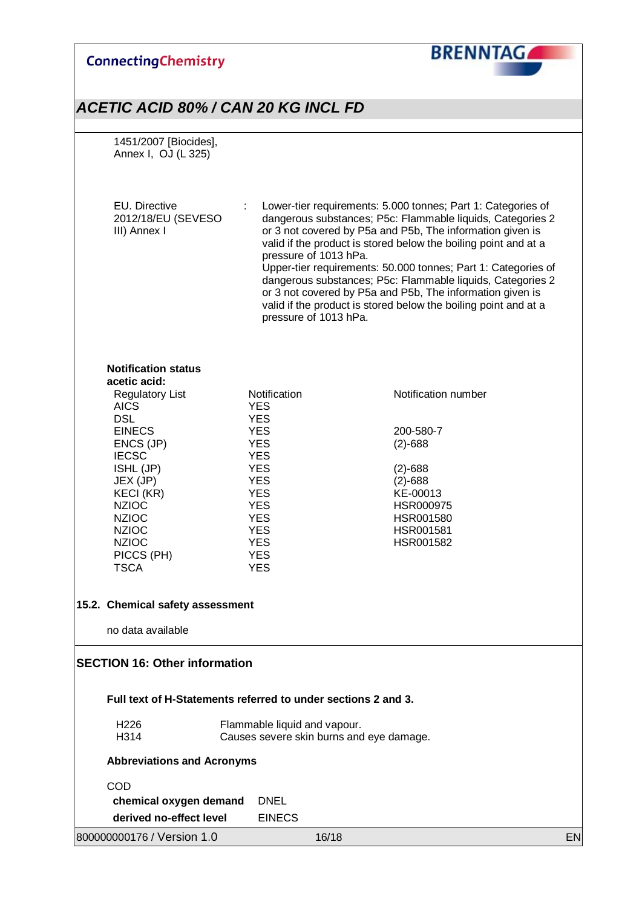1451/2007 [Biocides], Annex I, OJ (L 325)

EU. Directive 2012/18/EU (SEVESO III) Annex I : Lower-tier requirements: 5.000 tonnes; Part 1: Categories of dangerous substances; P5c: Flammable liquids, Categories 2 or 3 not covered by P5a and P5b, The information given is valid if the product is stored below the boiling point and at a pressure of 1013 hPa.
Upper-tier requirements: 50.000 tonnes; Part 1: Categories of dangerous substances; P5c: Flammable liquids, Categories 2 or 3 not covered by P5a and P5b, The information given is valid if the product is stored below the boiling point and at a pressure of 1013 hPa.

**Notification status**
**acetic acid:**

| Regulatory List | Notification | Notification number |
|---|---|---|
| AICS | YES | |
| DSL | YES | |
| EINECS | YES | 200-580-7 |
| ENCS (JP) | YES | (2)-688 |
| IECSC | YES | |
| ISHL (JP) | YES | (2)-688 |
| JEX (JP) | YES | (2)-688 |
| KECI (KR) | YES | KE-00013 |
| NZIOC | YES | HSR000975 |
| NZIOC | YES | HSR001580 |
| NZIOC | YES | HSR001581 |
| NZIOC | YES | HSR001582 |
| PICCS (PH) | YES | |
| TSCA | YES | |

## 15.2. Chemical safety assessment

no data available

## SECTION 16: Other information

**Full text of H-Statements referred to under sections 2 and 3.**

| | |
|---|---|
| H226 | Flammable liquid and vapour. |
| H314 | Causes severe skin burns and eye damage. |

**Abbreviations and Acronyms**

COD
**chemical oxygen demand** DNEL
**derived no-effect level** EINECS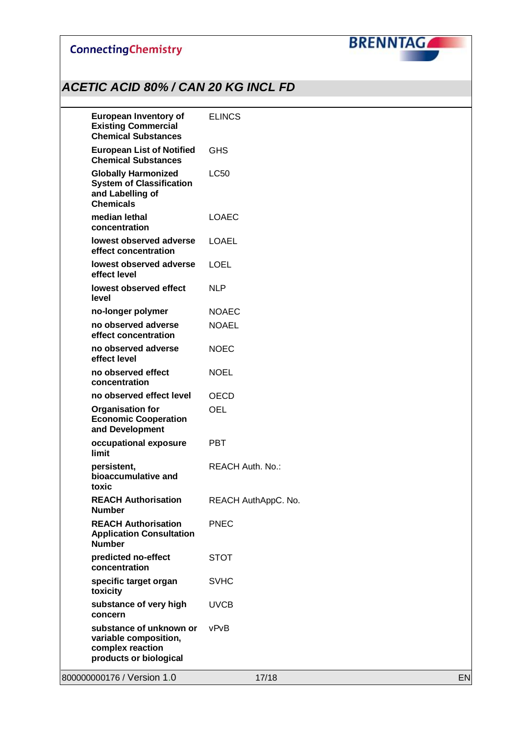| | |
|---|---|
| **European Inventory of Existing Commercial Chemical Substances** | ELINCS |
| **European List of Notified Chemical Substances** | GHS |
| **Globally Harmonized System of Classification and Labelling of Chemicals** | LC50 |
| **median lethal concentration** | LOAEC |
| **lowest observed adverse effect concentration** | LOAEL |
| **lowest observed adverse effect level** | LOEL |
| **lowest observed effect level** | NLP |
| **no-longer polymer** | NOAEC |
| **no observed adverse effect concentration** | NOAEL |
| **no observed adverse effect level** | NOEC |
| **no observed effect concentration** | NOEL |
| **no observed effect level** | OECD |
| **Organisation for Economic Cooperation and Development** | OEL |
| **occupational exposure limit** | PBT |
| **persistent, bioaccumulative and toxic** | REACH Auth. No.: |
| **REACH Authorisation Number** | REACH AuthAppC. No. |
| **REACH Authorisation Application Consultation Number** | PNEC |
| **predicted no-effect concentration** | STOT |
| **specific target organ toxicity** | SVHC |
| **substance of very high concern** | UVCB |
| **substance of unknown or variable composition, complex reaction products or biological** | vPvB |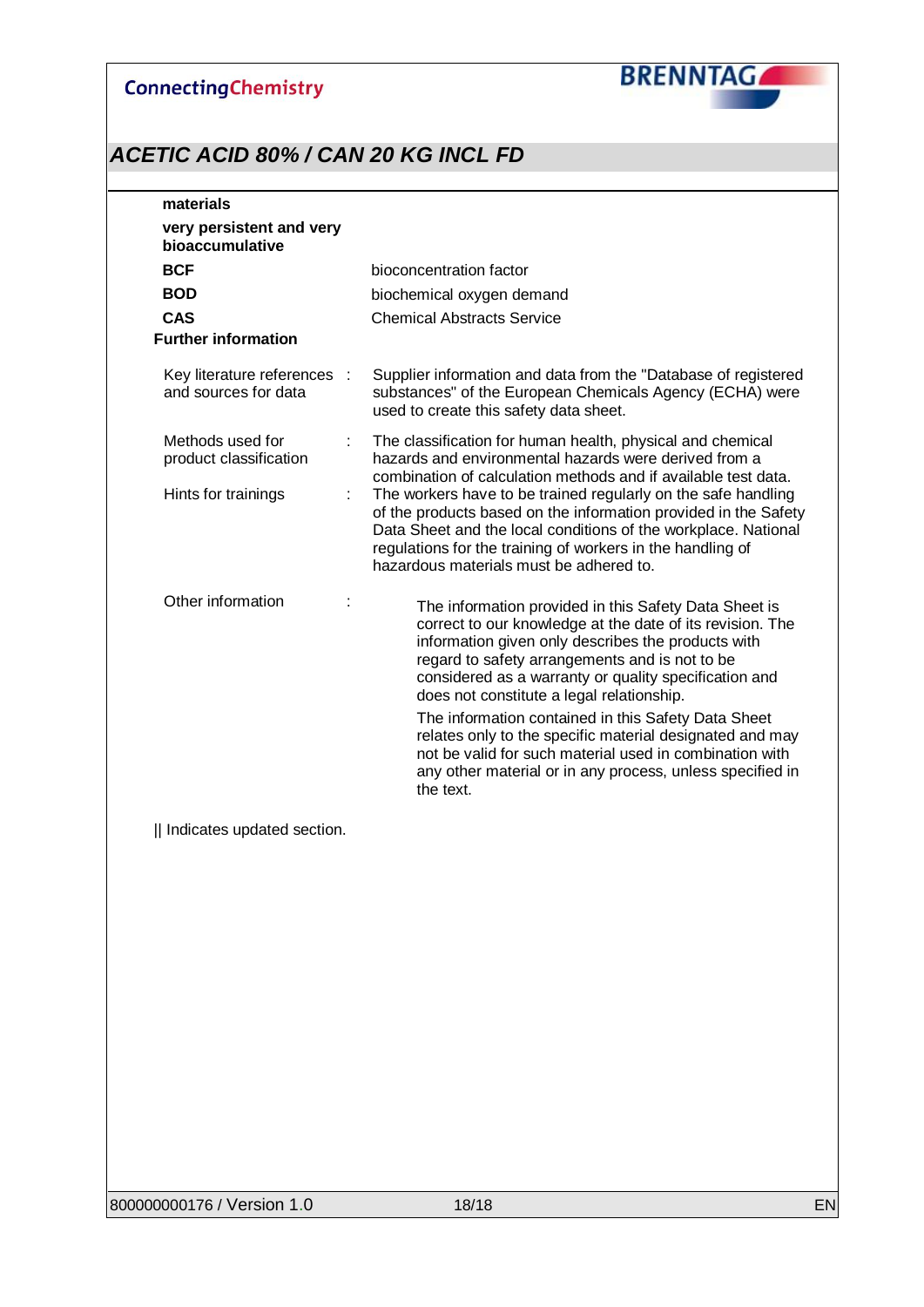**materials**

**very persistent and very bioaccumulative**

| | |
|---|---|
| **BCF** | bioconcentration factor |
| **BOD** | biochemical oxygen demand |
| **CAS** | Chemical Abstracts Service |

**Further information**

Key literature references and sources for data : Supplier information and data from the "Database of registered substances" of the European Chemicals Agency (ECHA) were used to create this safety data sheet.

Methods used for product classification : The classification for human health, physical and chemical hazards and environmental hazards were derived from a combination of calculation methods and if available test data.

Hints for trainings : The workers have to be trained regularly on the safe handling of the products based on the information provided in the Safety Data Sheet and the local conditions of the workplace. National regulations for the training of workers in the handling of hazardous materials must be adhered to.

Other information :

The information provided in this Safety Data Sheet is correct to our knowledge at the date of its revision. The information given only describes the products with regard to safety arrangements and is not to be considered as a warranty or quality specification and does not constitute a legal relationship.

The information contained in this Safety Data Sheet relates only to the specific material designated and may not be valid for such material used in combination with any other material or in any process, unless specified in the text.

|| Indicates updated section.